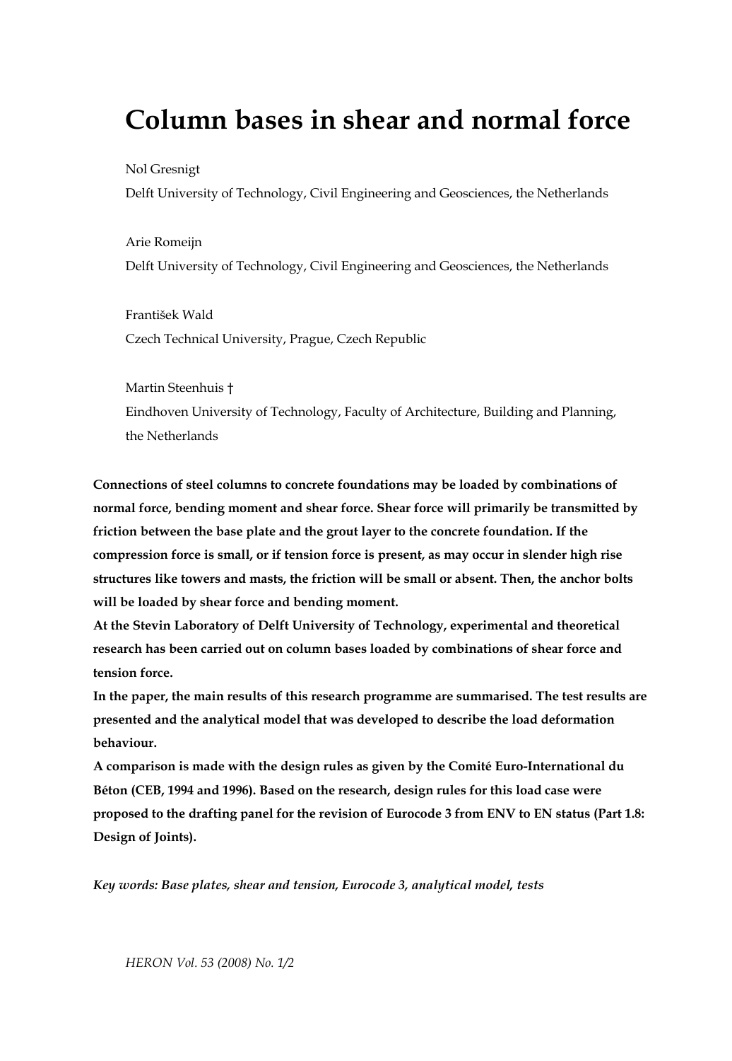# Column bases in shear and normal force

Nol Gresnigt

Delft University of Technology, Civil Engineering and Geosciences, the Netherlands

Arie Romeijn

Delft University of Technology, Civil Engineering and Geosciences, the Netherlands

František Wald

Czech Technical University, Prague, Czech Republic

Martin Steenhuis †

Eindhoven University of Technology, Faculty of Architecture, Building and Planning, the Netherlands

**Connections of steel columns to concrete foundations may be loaded by combinations of normal force, bending moment and shear force. Shear force will primarily be transmitted by friction between the base plate and the grout layer to the concrete foundation. If the compression force is small, or if tension force is present, as may occur in slender high rise structures like towers and masts, the friction will be small or absent. Then, the anchor bolts will be loaded by shear force and bending moment.**

**At the Stevin Laboratory of Delft University of Technology, experimental and theoretical research has been carried out on column bases loaded by combinations of shear force and tension force.**

**In the paper, the main results of this research programme are summarised. The test results are presented and the analytical model that was developed to describe the load deformation behaviour.**

**A comparison is made with the design rules as given by the Comité Euro-International du Béton (CEB, 1994 and 1996). Based on the research, design rules for this load case were proposed to the drafting panel for the revision of Eurocode 3 from ENV to EN status (Part 1.8: Design of Joints).**

*Key words: Base plates, shear and tension, Eurocode 3, analytical model, tests*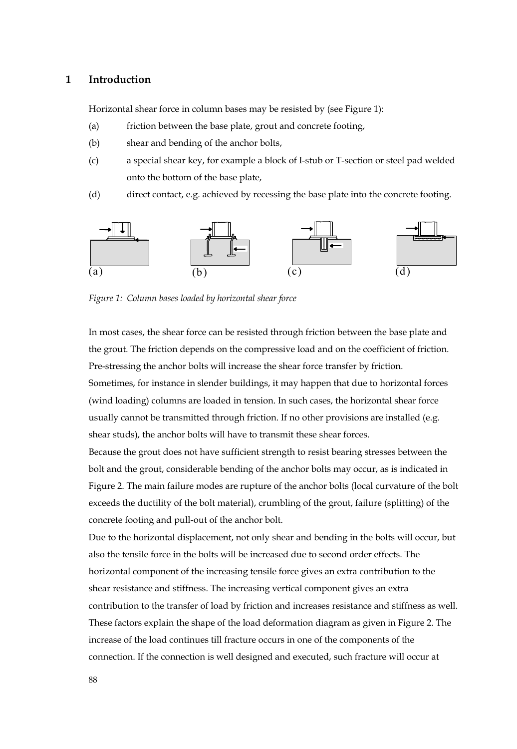## 1 Introduction

Horizontal shear force in column bases may be resisted by (see Figure 1):

(a) friction between the base plate, grout and concrete footing,

(b) shear and bending of the anchor bolts,

(c) a special shear key, for example a block of I-stub or T-section or steel pad welded onto the bottom of the base plate,

(d) direct contact, e.g. achieved by recessing the base plate into the concrete footing.

(a) (b) (c) (d)

*Figure 1: Column bases loaded by horizontal shear force*

In most cases, the shear force can be resisted through friction between the base plate and the grout. The friction depends on the compressive load and on the coefficient of friction. Pre-stressing the anchor bolts will increase the shear force transfer by friction.
Sometimes, for instance in slender buildings, it may happen that due to horizontal forces (wind loading) columns are loaded in tension. In such cases, the horizontal shear force usually cannot be transmitted through friction. If no other provisions are installed (e.g. shear studs), the anchor bolts will have to transmit these shear forces.
Because the grout does not have sufficient strength to resist bearing stresses between the bolt and the grout, considerable bending of the anchor bolts may occur, as is indicated in Figure 2. The main failure modes are rupture of the anchor bolts (local curvature of the bolt exceeds the ductility of the bolt material), crumbling of the grout, failure (splitting) of the concrete footing and pull-out of the anchor bolt.
Due to the horizontal displacement, not only shear and bending in the bolts will occur, but also the tensile force in the bolts will be increased due to second order effects. The horizontal component of the increasing tensile force gives an extra contribution to the shear resistance and stiffness. The increasing vertical component gives an extra contribution to the transfer of load by friction and increases resistance and stiffness as well. These factors explain the shape of the load deformation diagram as given in Figure 2. The increase of the load continues till fracture occurs in one of the components of the connection. If the connection is well designed and executed, such fracture will occur at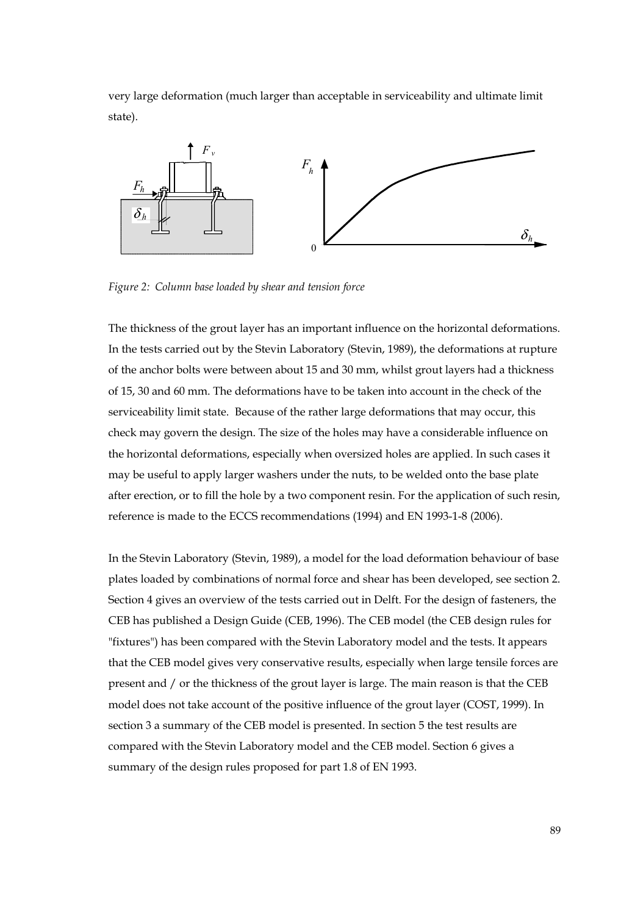very large deformation (much larger than acceptable in serviceability and ultimate limit state).

*Figure 2: Column base loaded by shear and tension force*

The thickness of the grout layer has an important influence on the horizontal deformations. In the tests carried out by the Stevin Laboratory (Stevin, 1989), the deformations at rupture of the anchor bolts were between about 15 and 30 mm, whilst grout layers had a thickness of 15, 30 and 60 mm. The deformations have to be taken into account in the check of the serviceability limit state. Because of the rather large deformations that may occur, this check may govern the design. The size of the holes may have a considerable influence on the horizontal deformations, especially when oversized holes are applied. In such cases it may be useful to apply larger washers under the nuts, to be welded onto the base plate after erection, or to fill the hole by a two component resin. For the application of such resin, reference is made to the ECCS recommendations (1994) and EN 1993-1-8 (2006).

In the Stevin Laboratory (Stevin, 1989), a model for the load deformation behaviour of base plates loaded by combinations of normal force and shear has been developed, see section 2. Section 4 gives an overview of the tests carried out in Delft. For the design of fasteners, the CEB has published a Design Guide (CEB, 1996). The CEB model (the CEB design rules for "fixtures") has been compared with the Stevin Laboratory model and the tests. It appears that the CEB model gives very conservative results, especially when large tensile forces are present and / or the thickness of the grout layer is large. The main reason is that the CEB model does not take account of the positive influence of the grout layer (COST, 1999). In section 3 a summary of the CEB model is presented. In section 5 the test results are compared with the Stevin Laboratory model and the CEB model. Section 6 gives a summary of the design rules proposed for part 1.8 of EN 1993.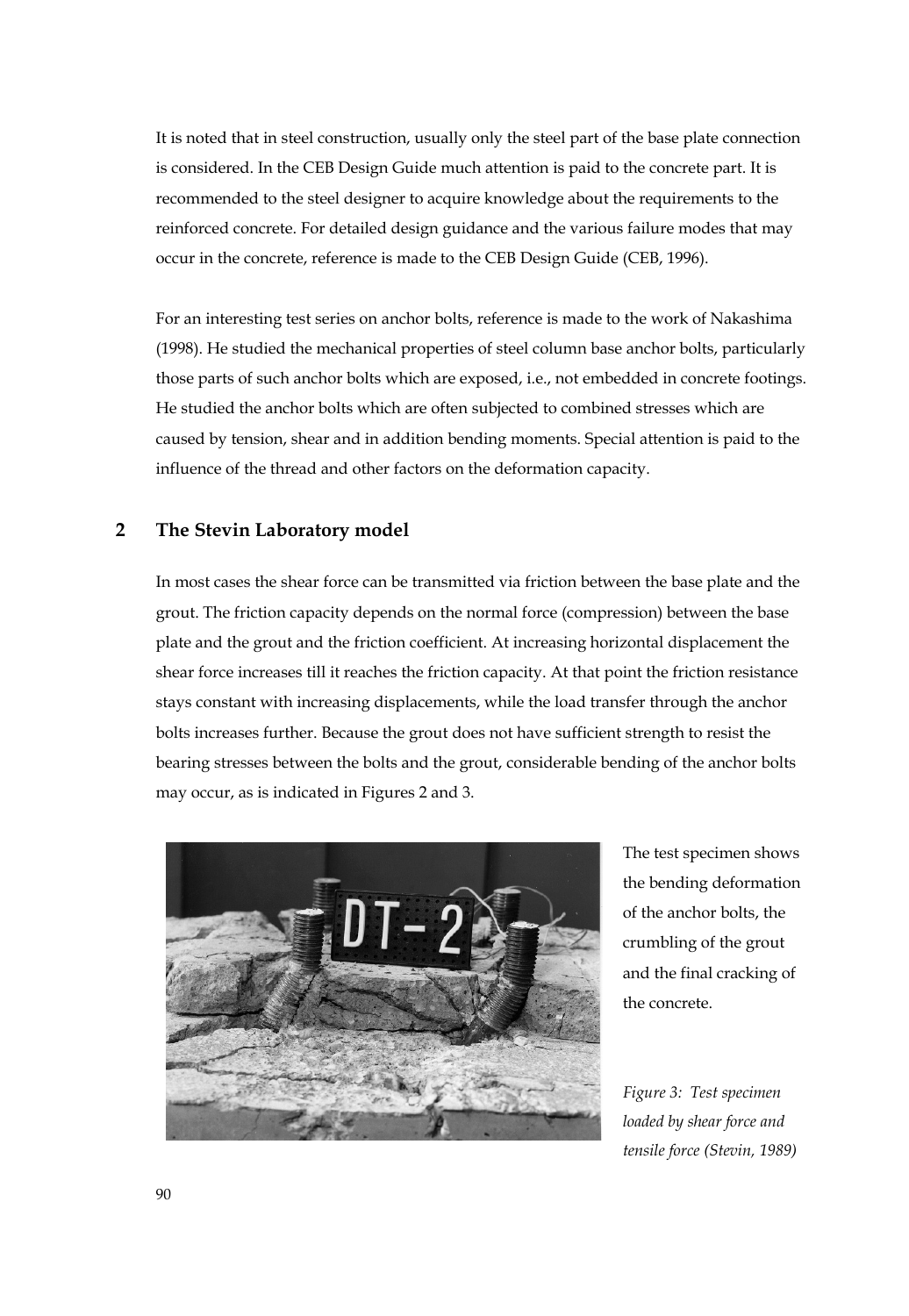It is noted that in steel construction, usually only the steel part of the base plate connection is considered. In the CEB Design Guide much attention is paid to the concrete part. It is recommended to the steel designer to acquire knowledge about the requirements to the reinforced concrete. For detailed design guidance and the various failure modes that may occur in the concrete, reference is made to the CEB Design Guide (CEB, 1996).

For an interesting test series on anchor bolts, reference is made to the work of Nakashima (1998). He studied the mechanical properties of steel column base anchor bolts, particularly those parts of such anchor bolts which are exposed, i.e., not embedded in concrete footings. He studied the anchor bolts which are often subjected to combined stresses which are caused by tension, shear and in addition bending moments. Special attention is paid to the influence of the thread and other factors on the deformation capacity.

## 2 The Stevin Laboratory model

In most cases the shear force can be transmitted via friction between the base plate and the grout. The friction capacity depends on the normal force (compression) between the base plate and the grout and the friction coefficient. At increasing horizontal displacement the shear force increases till it reaches the friction capacity. At that point the friction resistance stays constant with increasing displacements, while the load transfer through the anchor bolts increases further. Because the grout does not have sufficient strength to resist the bearing stresses between the bolts and the grout, considerable bending of the anchor bolts may occur, as is indicated in Figures 2 and 3.

The test specimen shows the bending deformation of the anchor bolts, the crumbling of the grout and the final cracking of the concrete.

*Figure 3: Test specimen loaded by shear force and tensile force (Stevin, 1989)*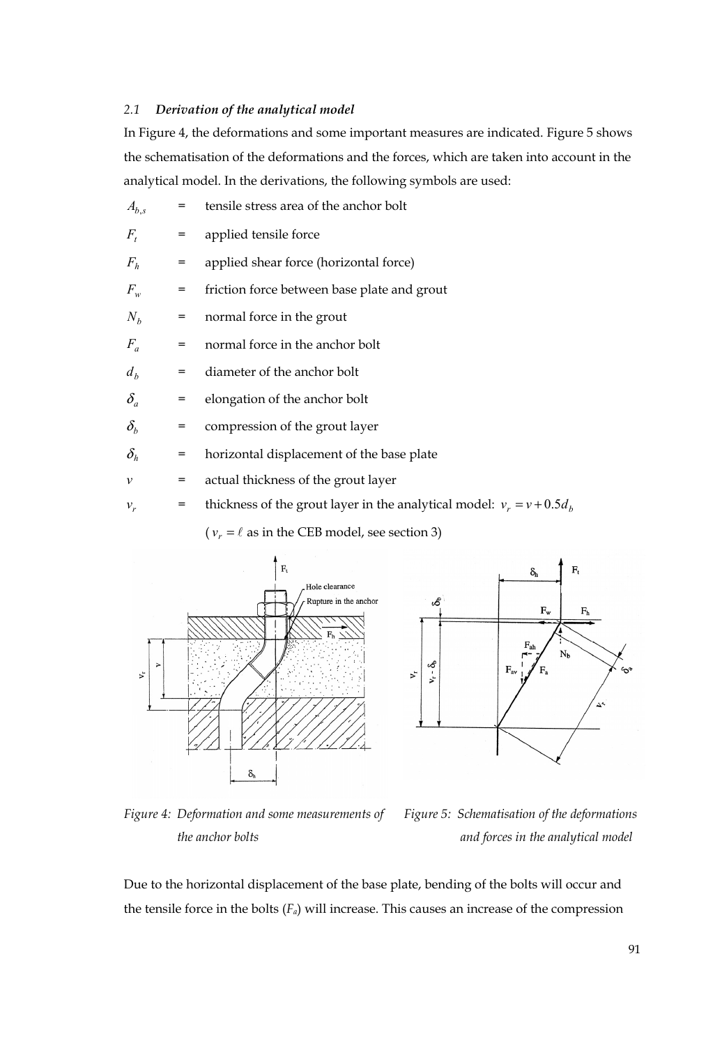### 2.1 *Derivation of the analytical model*

In Figure 4, the deformations and some important measures are indicated. Figure 5 shows the schematisation of the deformations and the forces, which are taken into account in the analytical model. In the derivations, the following symbols are used:

| | | |
|---|---|---|
| $A_{b,s}$ | = | tensile stress area of the anchor bolt |
| $F_t$ | = | applied tensile force |
| $F_h$ | = | applied shear force (horizontal force) |
| $F_w$ | = | friction force between base plate and grout |
| $N_b$ | = | normal force in the grout |
| $F_a$ | = | normal force in the anchor bolt |
| $d_b$ | = | diameter of the anchor bolt |
| $\delta_a$ | = | elongation of the anchor bolt |
| $\delta_b$ | = | compression of the grout layer |
| $\delta_h$ | = | horizontal displacement of the base plate |
| $v$ | = | actual thickness of the grout layer |
| $v_r$ | = | thickness of the grout layer in the analytical model: $v_r = v + 0.5 d_b$ |
| | | ($v_r = \ell$ as in the CEB model, see section 3) |

*Figure 4: Deformation and some measurements of the anchor bolts*

*Figure 5: Schematisation of the deformations and forces in the analytical model*

Due to the horizontal displacement of the base plate, bending of the bolts will occur and the tensile force in the bolts ($F_a$) will increase. This causes an increase of the compression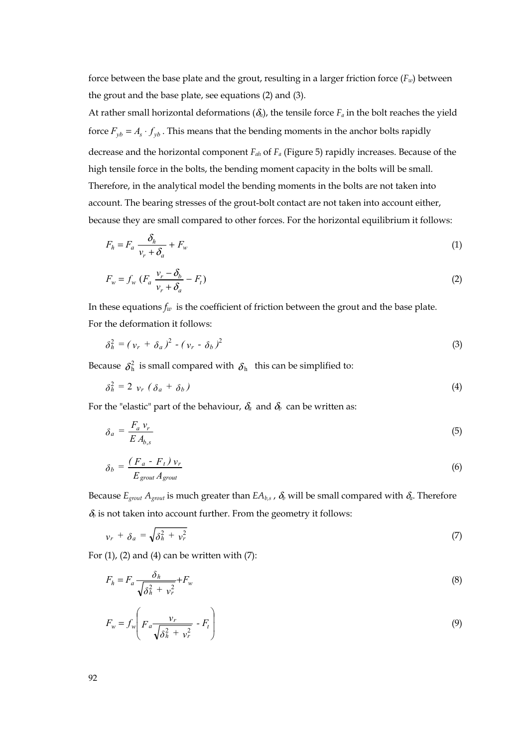force between the base plate and the grout, resulting in a larger friction force ($F_w$) between the grout and the base plate, see equations (2) and (3).

At rather small horizontal deformations ($\delta_h$), the tensile force $F_a$ in the bolt reaches the yield force $F_{yb} = A_s \cdot f_{yb}$ . This means that the bending moments in the anchor bolts rapidly decrease and the horizontal component $F_{ah}$ of $F_a$ (Figure 5) rapidly increases. Because of the high tensile force in the bolts, the bending moment capacity in the bolts will be small. Therefore, in the analytical model the bending moments in the bolts are not taken into account. The bearing stresses of the grout-bolt contact are not taken into account either, because they are small compared to other forces. For the horizontal equilibrium it follows:

$$F_h = F_a \frac{\delta_h}{v_r + \delta_a} + F_w \tag{1}$$

$$F_w = f_w \left(F_a \frac{v_r - \delta_b}{v_r + \delta_a} - F_t\right) \tag{2}$$

In these equations $f_w$ is the coefficient of friction between the grout and the base plate. For the deformation it follows:

$$\delta_h^2 = ( v_r + \delta_a )^2 - ( v_r - \delta_b )^2 \tag{3}$$

Because $\delta_h^2$ is small compared with $\delta_h$ this can be simplified to:

$$\delta_h^2 = 2 \; v_r \; ( \delta_a + \delta_b ) \tag{4}$$

For the "elastic" part of the behaviour, $\delta_a$ and $\delta_b$ can be written as:

$$\delta_a = \frac{F_a \, v_r}{E \, A_{b,s}} \tag{5}$$

$$\delta_b = \frac{( F_a - F_t ) \, v_r}{E_{grout} \, A_{grout}} \tag{6}$$

Because $E_{grout} \, A_{grout}$ is much greater than $EA_{b,s}$ , $\delta_b$ will be small compared with $\delta_a$. Therefore $\delta_b$ is not taken into account further. From the geometry it follows:

$$v_r + \delta_a = \sqrt{\delta_h^2 + v_r^2} \tag{7}$$

For (1), (2) and (4) can be written with (7):

$$F_h = F_a \frac{\delta_h}{\sqrt{\delta_h^2 + v_r^2}} + F_w \tag{8}$$

$$F_w = f_w \left( F_a \frac{v_r}{\sqrt{\delta_h^2 + v_r^2}} - F_t \right) \tag{9}$$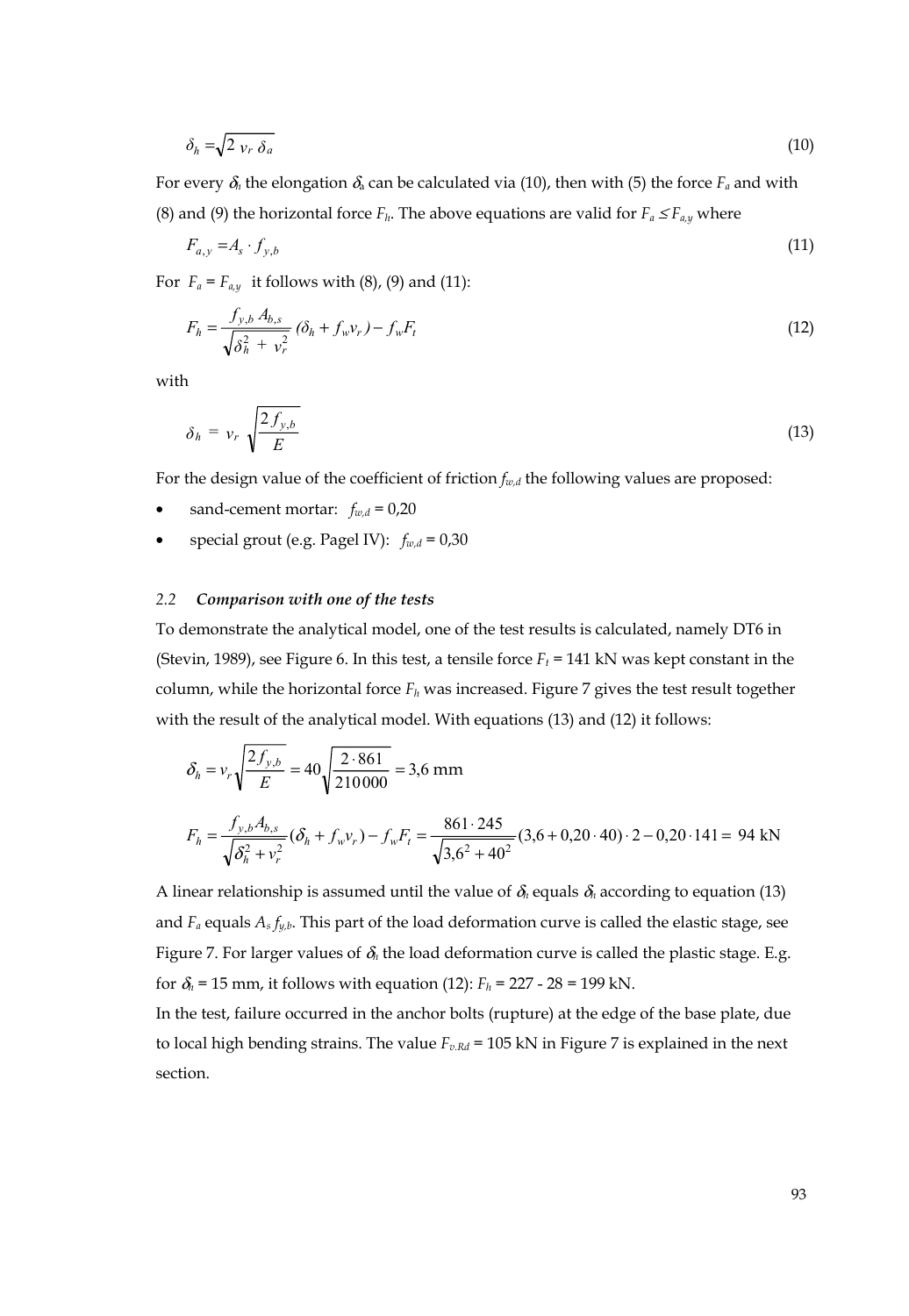$$\delta_h = \sqrt{2\ v_r\ \delta_a} \tag{10}$$

For every $\delta_h$ the elongation $\delta_a$ can be calculated via (10), then with (5) the force $F_a$ and with (8) and (9) the horizontal force $F_h$. The above equations are valid for $F_a \leq F_{a,y}$ where

$$F_{a,y} = A_s \cdot f_{y,b} \tag{11}$$

For $F_a = F_{a,y}$ it follows with (8), (9) and (11):

$$F_h = \frac{f_{y,b}\ A_{b,s}}{\sqrt{\delta_h^2 + v_r^2}}\ (\delta_h + f_w v_r) - f_w F_t \tag{12}$$

with

$$\delta_h = v_r \sqrt{\frac{2\, f_{y,b}}{E}} \tag{13}$$

For the design value of the coefficient of friction $f_{w,d}$ the following values are proposed:

- sand-cement mortar: $f_{w,d} = 0{,}20$
- special grout (e.g. Pagel IV): $f_{w,d} = 0{,}30$

### 2.2 *Comparison with one of the tests*

To demonstrate the analytical model, one of the test results is calculated, namely DT6 in (Stevin, 1989), see Figure 6. In this test, a tensile force $F_t$ = 141 kN was kept constant in the column, while the horizontal force $F_h$ was increased. Figure 7 gives the test result together with the result of the analytical model. With equations (13) and (12) it follows:

$$\delta_h = v_r \sqrt{\frac{2 f_{y,b}}{E}} = 40\sqrt{\frac{2 \cdot 861}{210\,000}} = 3{,}6 \text{ mm}$$

$$F_h = \frac{f_{y,b} A_{b,s}}{\sqrt{\delta_h^2 + v_r^2}}(\delta_h + f_w v_r) - f_w F_t = \frac{861 \cdot 245}{\sqrt{3{,}6^2 + 40^2}}(3{,}6 + 0{,}20 \cdot 40) \cdot 2 - 0{,}20 \cdot 141 = \ 94 \text{ kN}$$

A linear relationship is assumed until the value of $\delta_h$ equals $\delta_h$ according to equation (13) and $F_a$ equals $A_s f_{y,b}$. This part of the load deformation curve is called the elastic stage, see Figure 7. For larger values of $\delta_h$ the load deformation curve is called the plastic stage. E.g. for $\delta_h$ = 15 mm, it follows with equation (12): $F_h$ = 227 - 28 = 199 kN.

In the test, failure occurred in the anchor bolts (rupture) at the edge of the base plate, due to local high bending strains. The value $F_{v.Rd}$ = 105 kN in Figure 7 is explained in the next section.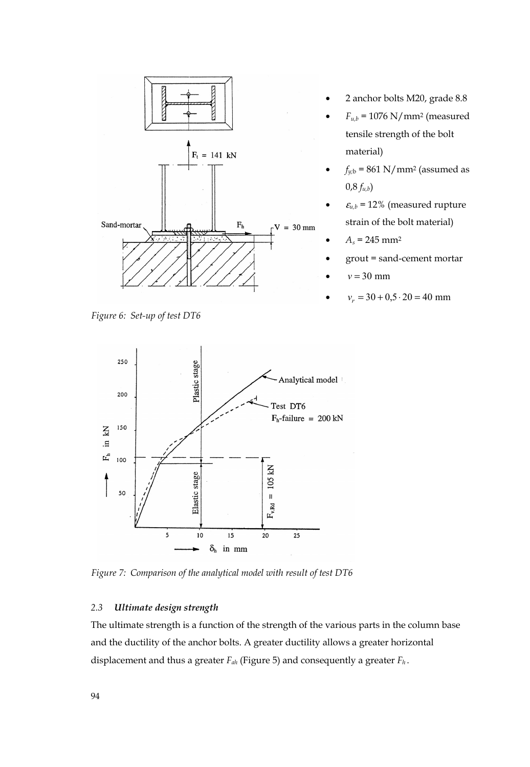- 2 anchor bolts M20, grade 8.8
- $F_{u,b}$ = 1076 N/mm² (measured tensile strength of the bolt material)
- $f_{y;b}$ = 861 N/mm² (assumed as 0,8 $f_{u,b}$)
- $\varepsilon_{u,b}$ = 12% (measured rupture strain of the bolt material)
- $A_s$ = 245 mm²
- grout = sand-cement mortar
- $v = 30$ mm
- $v_r = 30 + 0{,}5 \cdot 20 = 40$ mm

*Figure 6: Set-up of test DT6*

*Figure 7: Comparison of the analytical model with result of test DT6*

### 2.3 ***Ultimate design strength***

The ultimate strength is a function of the strength of the various parts in the column base and the ductility of the anchor bolts. A greater ductility allows a greater horizontal displacement and thus a greater $F_{ah}$ (Figure 5) and consequently a greater $F_h$.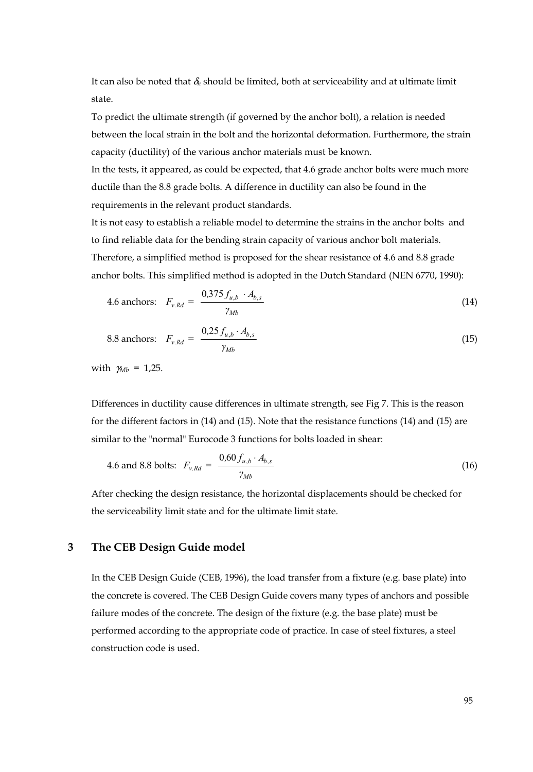It can also be noted that $\delta_t$ should be limited, both at serviceability and at ultimate limit state.

To predict the ultimate strength (if governed by the anchor bolt), a relation is needed between the local strain in the bolt and the horizontal deformation. Furthermore, the strain capacity (ductility) of the various anchor materials must be known.

In the tests, it appeared, as could be expected, that 4.6 grade anchor bolts were much more ductile than the 8.8 grade bolts. A difference in ductility can also be found in the requirements in the relevant product standards.

It is not easy to establish a reliable model to determine the strains in the anchor bolts and to find reliable data for the bending strain capacity of various anchor bolt materials. Therefore, a simplified method is proposed for the shear resistance of 4.6 and 8.8 grade anchor bolts. This simplified method is adopted in the Dutch Standard (NEN 6770, 1990):

$$\text{4.6 anchors:} \quad F_{v.Rd} = \frac{0{,}375\, f_{u,b} \cdot A_{b,s}}{\gamma_{Mb}} \tag{14}$$

$$\text{8.8 anchors:} \quad F_{v.Rd} = \frac{0{,}25\, f_{u,b} \cdot A_{b,s}}{\gamma_{Mb}} \tag{15}$$

with $\gamma_{Mb} = 1{,}25$.

Differences in ductility cause differences in ultimate strength, see Fig 7. This is the reason for the different factors in (14) and (15). Note that the resistance functions (14) and (15) are similar to the "normal" Eurocode 3 functions for bolts loaded in shear:

$$\text{4.6 and 8.8 bolts:} \quad F_{v.Rd} = \frac{0{,}60\, f_{u,b} \cdot A_{b,s}}{\gamma_{Mb}} \tag{16}$$

After checking the design resistance, the horizontal displacements should be checked for the serviceability limit state and for the ultimate limit state.

## 3 The CEB Design Guide model

In the CEB Design Guide (CEB, 1996), the load transfer from a fixture (e.g. base plate) into the concrete is covered. The CEB Design Guide covers many types of anchors and possible failure modes of the concrete. The design of the fixture (e.g. the base plate) must be performed according to the appropriate code of practice. In case of steel fixtures, a steel construction code is used.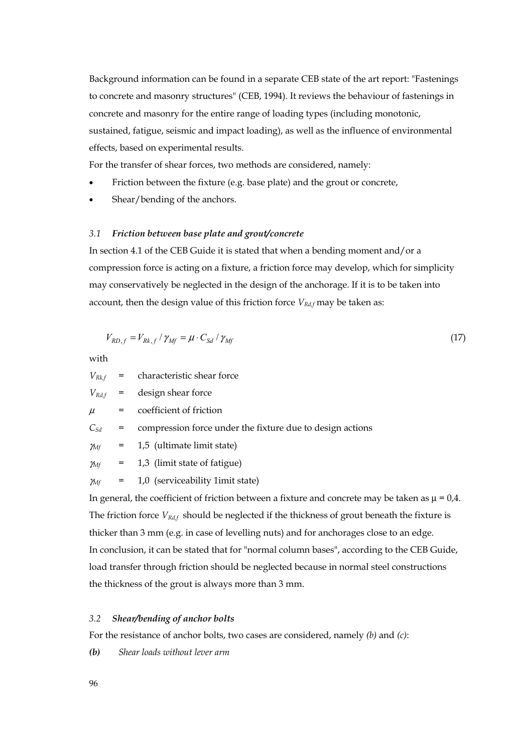Background information can be found in a separate CEB state of the art report: "Fastenings to concrete and masonry structures" (CEB, 1994). It reviews the behaviour of fastenings in concrete and masonry for the entire range of loading types (including monotonic, sustained, fatigue, seismic and impact loading), as well as the influence of environmental effects, based on experimental results.

For the transfer of shear forces, two methods are considered, namely:

- Friction between the fixture (e.g. base plate) and the grout or concrete,
- Shear/bending of the anchors.

### *3.1 Friction between base plate and grout/concrete*

In section 4.1 of the CEB Guide it is stated that when a bending moment and/or a compression force is acting on a fixture, a friction force may develop, which for simplicity may conservatively be neglected in the design of the anchorage. If it is to be taken into account, then the design value of this friction force $V_{Rd,f}$ may be taken as:

$$V_{RD,f} = V_{Rk,f} / \gamma_{Mf} = \mu \cdot C_{Sd} / \gamma_{Mf} \tag{17}$$

with

$V_{Rk,f}$ = characteristic shear force

$V_{Rd,f}$ = design shear force

$\mu$ = coefficient of friction

$C_{Sd}$ = compression force under the fixture due to design actions

$\gamma_{Mf}$ = 1,5 (ultimate limit state)

$\gamma_{Mf}$ = 1,3 (limit state of fatigue)

$\gamma_{Mf}$ = 1,0 (serviceability 1imit state)

In general, the coefficient of friction between a fixture and concrete may be taken as $\mu$ = 0,4. The friction force $V_{Rd,f}$ should be neglected if the thickness of grout beneath the fixture is thicker than 3 mm (e.g. in case of levelling nuts) and for anchorages close to an edge.

In conclusion, it can be stated that for "normal column bases", according to the CEB Guide, load transfer through friction should be neglected because in normal steel constructions the thickness of the grout is always more than 3 mm.

### *3.2 Shear/bending of anchor bolts*

For the resistance of anchor bolts, two cases are considered, namely *(b)* and *(c)*:

***(b)*** *Shear loads without lever arm*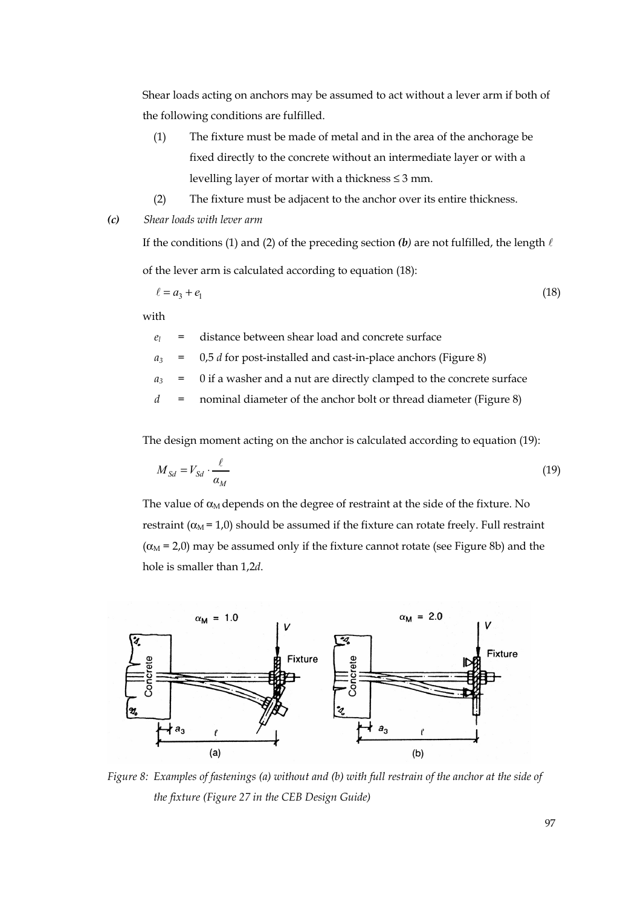Shear loads acting on anchors may be assumed to act without a lever arm if both of the following conditions are fulfilled.

(1) The fixture must be made of metal and in the area of the anchorage be fixed directly to the concrete without an intermediate layer or with a levelling layer of mortar with a thickness ≤ 3 mm.

(2) The fixture must be adjacent to the anchor over its entire thickness.

***(c)*** *Shear loads with lever arm*

If the conditions (1) and (2) of the preceding section ***(b)*** are not fulfilled, the length $\ell$ of the lever arm is calculated according to equation (18):

$$\ell = a_3 + e_1 \tag{18}$$

with

$e_l$ = distance between shear load and concrete surface

$a_3$ = 0,5 $d$ for post-installed and cast-in-place anchors (Figure 8)

$a_3$ = 0 if a washer and a nut are directly clamped to the concrete surface

$d$ = nominal diameter of the anchor bolt or thread diameter (Figure 8)

The design moment acting on the anchor is calculated according to equation (19):

$$M_{Sd} = V_{Sd} \cdot \frac{\ell}{\alpha_M} \tag{19}$$

The value of $\alpha_M$ depends on the degree of restraint at the side of the fixture. No restraint ($\alpha_M$ = 1,0) should be assumed if the fixture can rotate freely. Full restraint ($\alpha_M$ = 2,0) may be assumed only if the fixture cannot rotate (see Figure 8b) and the hole is smaller than 1,2$d$.

*Figure 8: Examples of fastenings (a) without and (b) with full restrain of the anchor at the side of the fixture (Figure 27 in the CEB Design Guide)*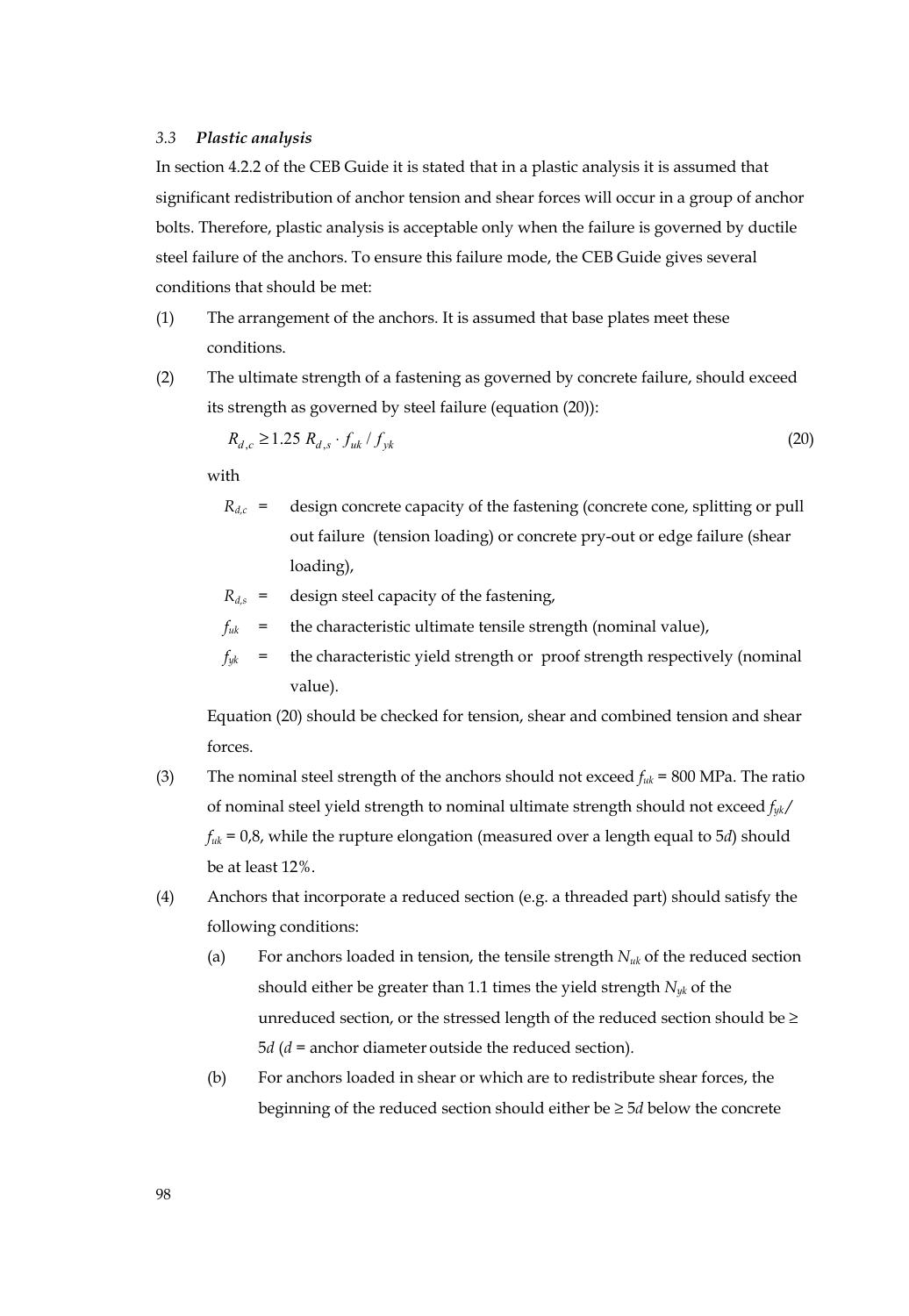### 3.3 *Plastic analysis*

In section 4.2.2 of the CEB Guide it is stated that in a plastic analysis it is assumed that significant redistribution of anchor tension and shear forces will occur in a group of anchor bolts. Therefore, plastic analysis is acceptable only when the failure is governed by ductile steel failure of the anchors. To ensure this failure mode, the CEB Guide gives several conditions that should be met:

(1) The arrangement of the anchors. It is assumed that base plates meet these conditions.

(2) The ultimate strength of a fastening as governed by concrete failure, should exceed its strength as governed by steel failure (equation (20)):

$$R_{d,c} \geq 1.25\ R_{d,s} \cdot f_{uk} / f_{yk} \tag{20}$$

with

- $R_{d,c}$ = design concrete capacity of the fastening (concrete cone, splitting or pull out failure (tension loading) or concrete pry-out or edge failure (shear loading),
- $R_{d,s}$ = design steel capacity of the fastening,
- $f_{uk}$ = the characteristic ultimate tensile strength (nominal value),
- $f_{yk}$ = the characteristic yield strength or proof strength respectively (nominal value).

Equation (20) should be checked for tension, shear and combined tension and shear forces.

(3) The nominal steel strength of the anchors should not exceed $f_{uk}$ = 800 MPa. The ratio of nominal steel yield strength to nominal ultimate strength should not exceed $f_{yk}/f_{uk}$ = 0,8, while the rupture elongation (measured over a length equal to 5*d*) should be at least 12%.

(4) Anchors that incorporate a reduced section (e.g. a threaded part) should satisfy the following conditions:

(a) For anchors loaded in tension, the tensile strength $N_{uk}$ of the reduced section should either be greater than 1.1 times the yield strength $N_{yk}$ of the unreduced section, or the stressed length of the reduced section should be ≥ 5*d* (*d* = anchor diameter outside the reduced section).

(b) For anchors loaded in shear or which are to redistribute shear forces, the beginning of the reduced section should either be ≥ 5*d* below the concrete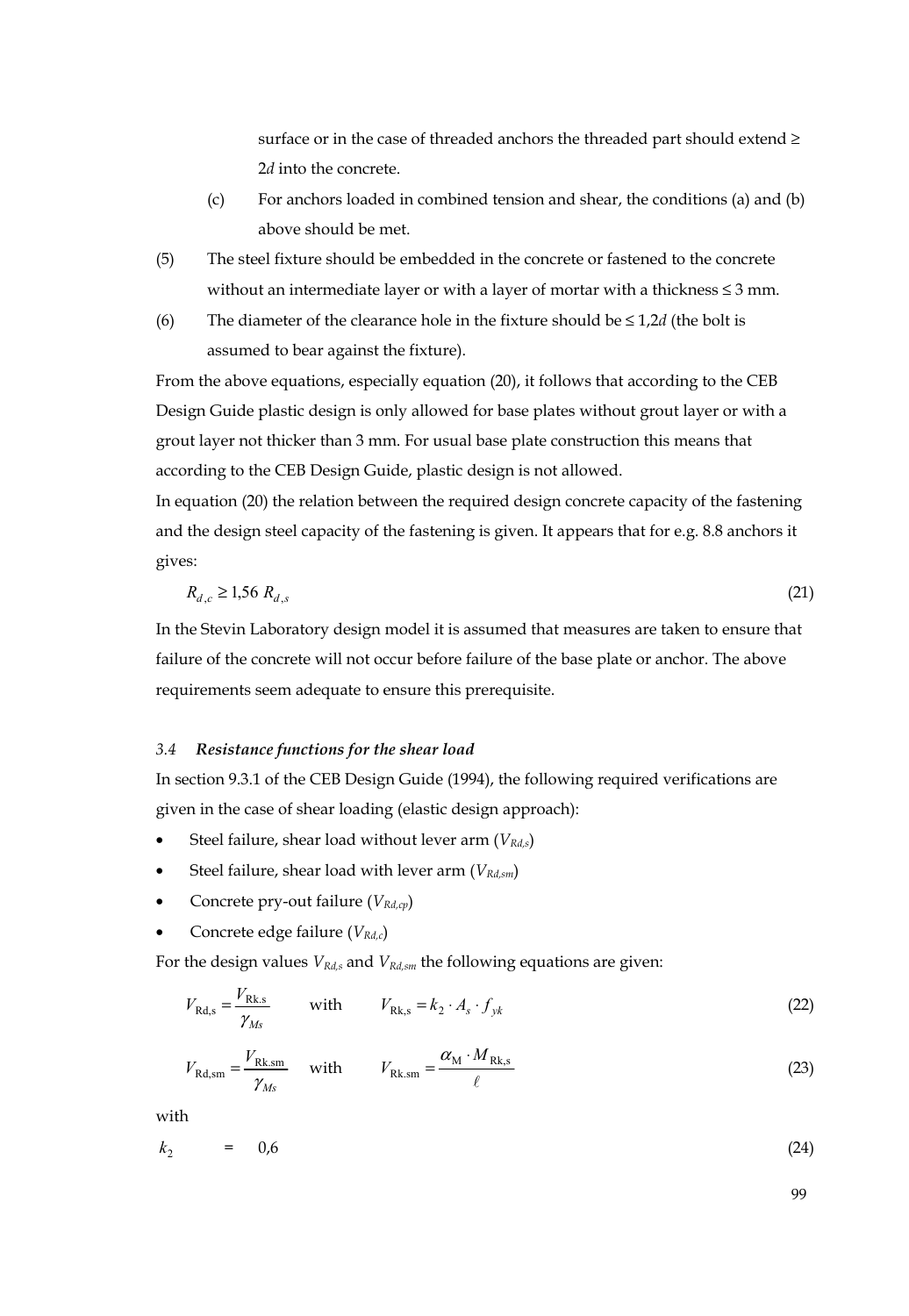surface or in the case of threaded anchors the threaded part should extend ≥ 2*d* into the concrete.

(c) For anchors loaded in combined tension and shear, the conditions (a) and (b) above should be met.

(5) The steel fixture should be embedded in the concrete or fastened to the concrete without an intermediate layer or with a layer of mortar with a thickness ≤ 3 mm.

(6) The diameter of the clearance hole in the fixture should be ≤ 1,2*d* (the bolt is assumed to bear against the fixture).

From the above equations, especially equation (20), it follows that according to the CEB Design Guide plastic design is only allowed for base plates without grout layer or with a grout layer not thicker than 3 mm. For usual base plate construction this means that according to the CEB Design Guide, plastic design is not allowed.

In equation (20) the relation between the required design concrete capacity of the fastening and the design steel capacity of the fastening is given. It appears that for e.g. 8.8 anchors it gives:

$$R_{d,c} \geq 1{,}56\ R_{d,s} \tag{21}$$

In the Stevin Laboratory design model it is assumed that measures are taken to ensure that failure of the concrete will not occur before failure of the base plate or anchor. The above requirements seem adequate to ensure this prerequisite.

### *3.4 Resistance functions for the shear load*

In section 9.3.1 of the CEB Design Guide (1994), the following required verifications are given in the case of shear loading (elastic design approach):

- Steel failure, shear load without lever arm ($V_{Rd,s}$)
- Steel failure, shear load with lever arm ($V_{Rd,sm}$)
- Concrete pry-out failure ($V_{Rd,cp}$)
- Concrete edge failure ($V_{Rd,c}$)

For the design values $V_{Rd,s}$ and $V_{Rd,sm}$ the following equations are given:

$$V_{\mathrm{Rd,s}} = \frac{V_{\mathrm{Rk.s}}}{\gamma_{Ms}} \qquad \text{with} \qquad V_{\mathrm{Rk,s}} = k_2 \cdot A_s \cdot f_{yk} \tag{22}$$

$$V_{\mathrm{Rd,sm}} = \frac{V_{\mathrm{Rk.sm}}}{\gamma_{Ms}} \qquad \text{with} \qquad V_{\mathrm{Rk.sm}} = \frac{\alpha_{\mathrm{M}} \cdot M_{\mathrm{Rk,s}}}{\ell} \tag{23}$$

with

$$k_2 \quad = \quad 0{,}6 \tag{24}$$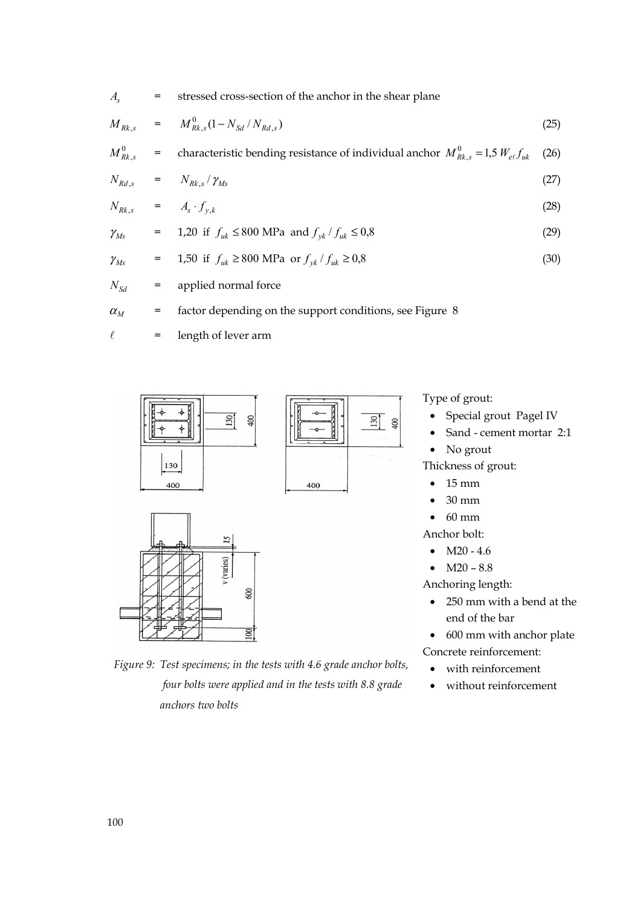$A_s$ = stressed cross-section of the anchor in the shear plane

$M_{Rk,s}$ = $M^0_{Rk,s}(1 - N_{Sd} / N_{Rd,s})$ (25)

$M^0_{Rk,s}$ = characteristic bending resistance of individual anchor $M^0_{Rk,s} = 1{,}5\, W_{e\ell} f_{uk}$ (26)

$N_{Rd,s}$ = $N_{Rk,s} / \gamma_{Ms}$ (27)

$N_{Rk,s}$ = $A_s \cdot f_{y,k}$ (28)

$\gamma_{Ms}$ = 1,20 if $f_{uk} \leq 800$ MPa and $f_{yk} / f_{uk} \leq 0{,}8$ (29)

$\gamma_{Ms}$ = 1,50 if $f_{uk} \geq 800$ MPa or $f_{yk} / f_{uk} \geq 0{,}8$ (30)

$N_{Sd}$ = applied normal force

$\alpha_M$ = factor depending on the support conditions, see Figure 8

$\ell$ = length of lever arm

*Figure 9: Test specimens; in the tests with 4.6 grade anchor bolts, four bolts were applied and in the tests with 8.8 grade anchors two bolts*

Type of grout:

- Special grout Pagel IV
- Sand - cement mortar 2:1
- No grout

Thickness of grout:

- 15 mm
- 30 mm
- 60 mm

Anchor bolt:

- M20 - 4.6
- M20 – 8.8

Anchoring length:

- 250 mm with a bend at the end of the bar
- 600 mm with anchor plate

Concrete reinforcement:

- with reinforcement
- without reinforcement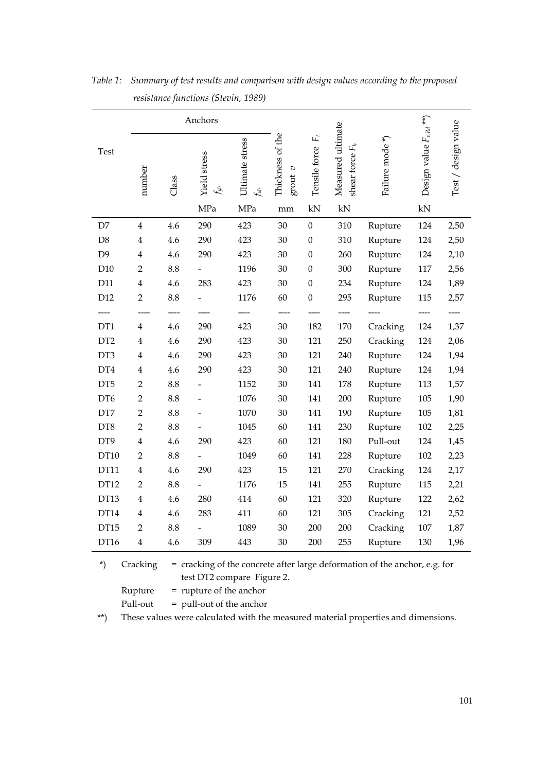*Table 1: Summary of test results and comparison with design values according to the proposed resistance functions (Stevin, 1989)*

| Test | Anchors | | | | Thickness of the grout $v$ | Tensile force $F_t$ | Measured ultimate shear force $F_h$ | Failure mode *) | Design value $F_{v,Rd}$ **) | Test / design value |
|---|---|---|---|---|---|---|---|---|---|---|
| | number | Class | Yield stress $f_{yb}$ | Ultimate stress $f_{ub}$ | | | | | | |
| | | | MPa | MPa | mm | kN | kN | | kN | |
| D7 | 4 | 4.6 | 290 | 423 | 30 | 0 | 310 | Rupture | 124 | 2,50 |
| D8 | 4 | 4.6 | 290 | 423 | 30 | 0 | 310 | Rupture | 124 | 2,50 |
| D9 | 4 | 4.6 | 290 | 423 | 30 | 0 | 260 | Rupture | 124 | 2,10 |
| D10 | 2 | 8.8 | - | 1196 | 30 | 0 | 300 | Rupture | 117 | 2,56 |
| D11 | 4 | 4.6 | 283 | 423 | 30 | 0 | 234 | Rupture | 124 | 1,89 |
| D12 | 2 | 8.8 | - | 1176 | 60 | 0 | 295 | Rupture | 115 | 2,57 |
| ---- | ---- | ---- | ---- | ---- | ---- | ---- | ---- | ---- | ---- | ---- |
| DT1 | 4 | 4.6 | 290 | 423 | 30 | 182 | 170 | Cracking | 124 | 1,37 |
| DT2 | 4 | 4.6 | 290 | 423 | 30 | 121 | 250 | Cracking | 124 | 2,06 |
| DT3 | 4 | 4.6 | 290 | 423 | 30 | 121 | 240 | Rupture | 124 | 1,94 |
| DT4 | 4 | 4.6 | 290 | 423 | 30 | 121 | 240 | Rupture | 124 | 1,94 |
| DT5 | 2 | 8.8 | - | 1152 | 30 | 141 | 178 | Rupture | 113 | 1,57 |
| DT6 | 2 | 8.8 | - | 1076 | 30 | 141 | 200 | Rupture | 105 | 1,90 |
| DT7 | 2 | 8.8 | - | 1070 | 30 | 141 | 190 | Rupture | 105 | 1,81 |
| DT8 | 2 | 8.8 | - | 1045 | 60 | 141 | 230 | Rupture | 102 | 2,25 |
| DT9 | 4 | 4.6 | 290 | 423 | 60 | 121 | 180 | Pull-out | 124 | 1,45 |
| DT10 | 2 | 8.8 | - | 1049 | 60 | 141 | 228 | Rupture | 102 | 2,23 |
| DT11 | 4 | 4.6 | 290 | 423 | 15 | 121 | 270 | Cracking | 124 | 2,17 |
| DT12 | 2 | 8.8 | - | 1176 | 15 | 141 | 255 | Rupture | 115 | 2,21 |
| DT13 | 4 | 4.6 | 280 | 414 | 60 | 121 | 320 | Rupture | 122 | 2,62 |
| DT14 | 4 | 4.6 | 283 | 411 | 60 | 121 | 305 | Cracking | 121 | 2,52 |
| DT15 | 2 | 8.8 | - | 1089 | 30 | 200 | 200 | Cracking | 107 | 1,87 |
| DT16 | 4 | 4.6 | 309 | 443 | 30 | 200 | 255 | Rupture | 130 | 1,96 |

*) Cracking = cracking of the concrete after large deformation of the anchor, e.g. for test DT2 compare Figure 2.
Rupture = rupture of the anchor
Pull-out = pull-out of the anchor

**) These values were calculated with the measured material properties and dimensions.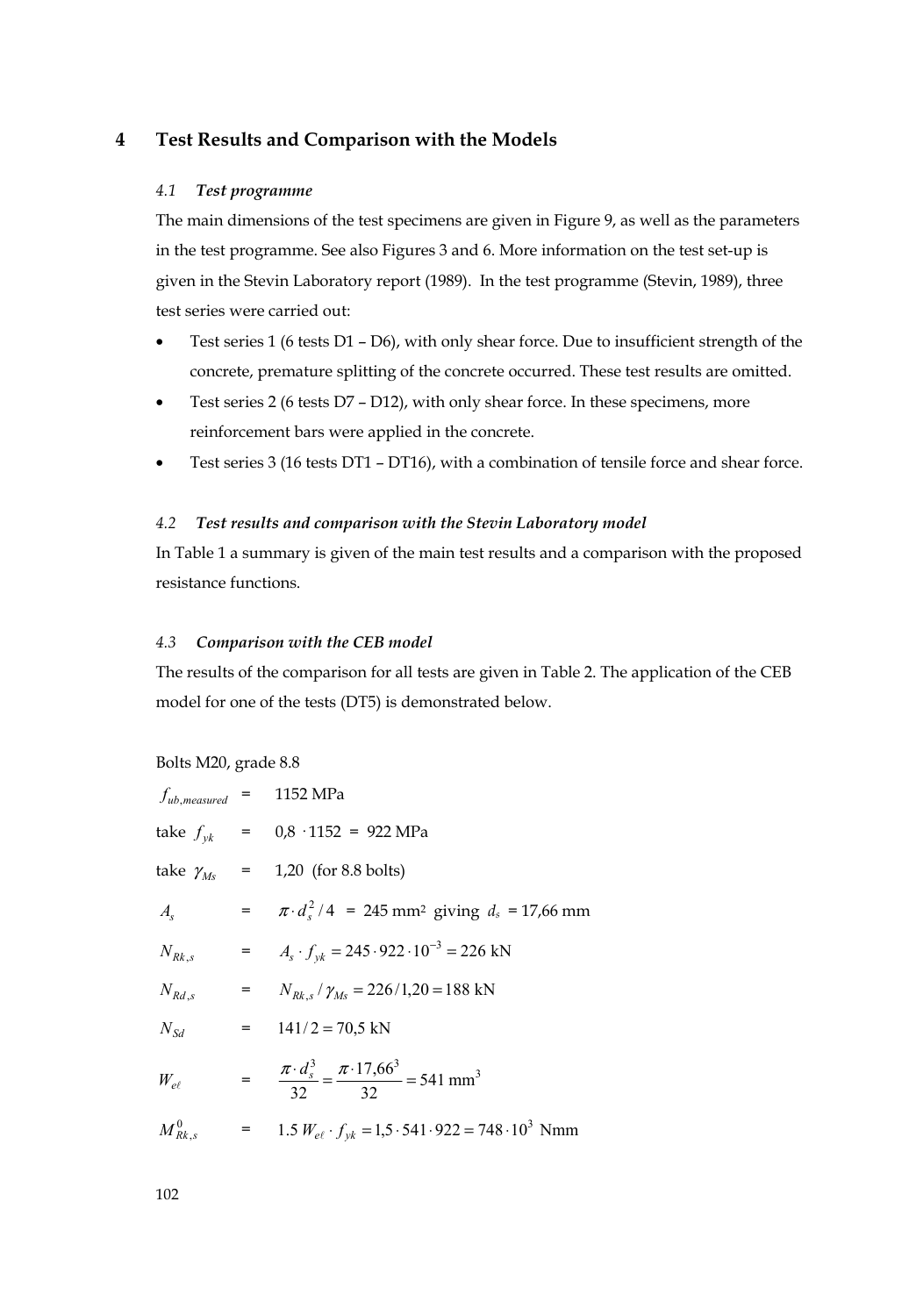# 4 Test Results and Comparison with the Models

### *4.1 Test programme*

The main dimensions of the test specimens are given in Figure 9, as well as the parameters in the test programme. See also Figures 3 and 6. More information on the test set-up is given in the Stevin Laboratory report (1989). In the test programme (Stevin, 1989), three test series were carried out:

- Test series 1 (6 tests D1 – D6), with only shear force. Due to insufficient strength of the concrete, premature splitting of the concrete occurred. These test results are omitted.
- Test series 2 (6 tests D7 – D12), with only shear force. In these specimens, more reinforcement bars were applied in the concrete.
- Test series 3 (16 tests DT1 – DT16), with a combination of tensile force and shear force.

### *4.2 Test results and comparison with the Stevin Laboratory model*

In Table 1 a summary is given of the main test results and a comparison with the proposed resistance functions.

### *4.3 Comparison with the CEB model*

The results of the comparison for all tests are given in Table 2. The application of the CEB model for one of the tests (DT5) is demonstrated below.

Bolts M20, grade 8.8

$f_{ub,measured}$ = 1152 MPa

take $f_{yk}$ = $0{,}8 \cdot 1152 = 922$ MPa

take $\gamma_{Ms}$ = 1,20 (for 8.8 bolts)

$A_s$ = $\pi \cdot d_s^2 / 4$ = 245 mm² giving $d_s$ = 17,66 mm

$N_{Rk,s}$ = $A_s \cdot f_{yk} = 245 \cdot 922 \cdot 10^{-3} = 226$ kN

$N_{Rd,s}$ = $N_{Rk,s} / \gamma_{Ms} = 226 / 1{,}20 = 188$ kN

$N_{Sd}$ = $141/2 = 70{,}5$ kN

$W_{e\ell}$ = $\dfrac{\pi \cdot d_s^3}{32} = \dfrac{\pi \cdot 17{,}66^3}{32} = 541 \text{ mm}^3$

$M_{Rk,s}^0$ = $1.5\, W_{e\ell} \cdot f_{yk} = 1{,}5 \cdot 541 \cdot 922 = 748 \cdot 10^3$ Nmm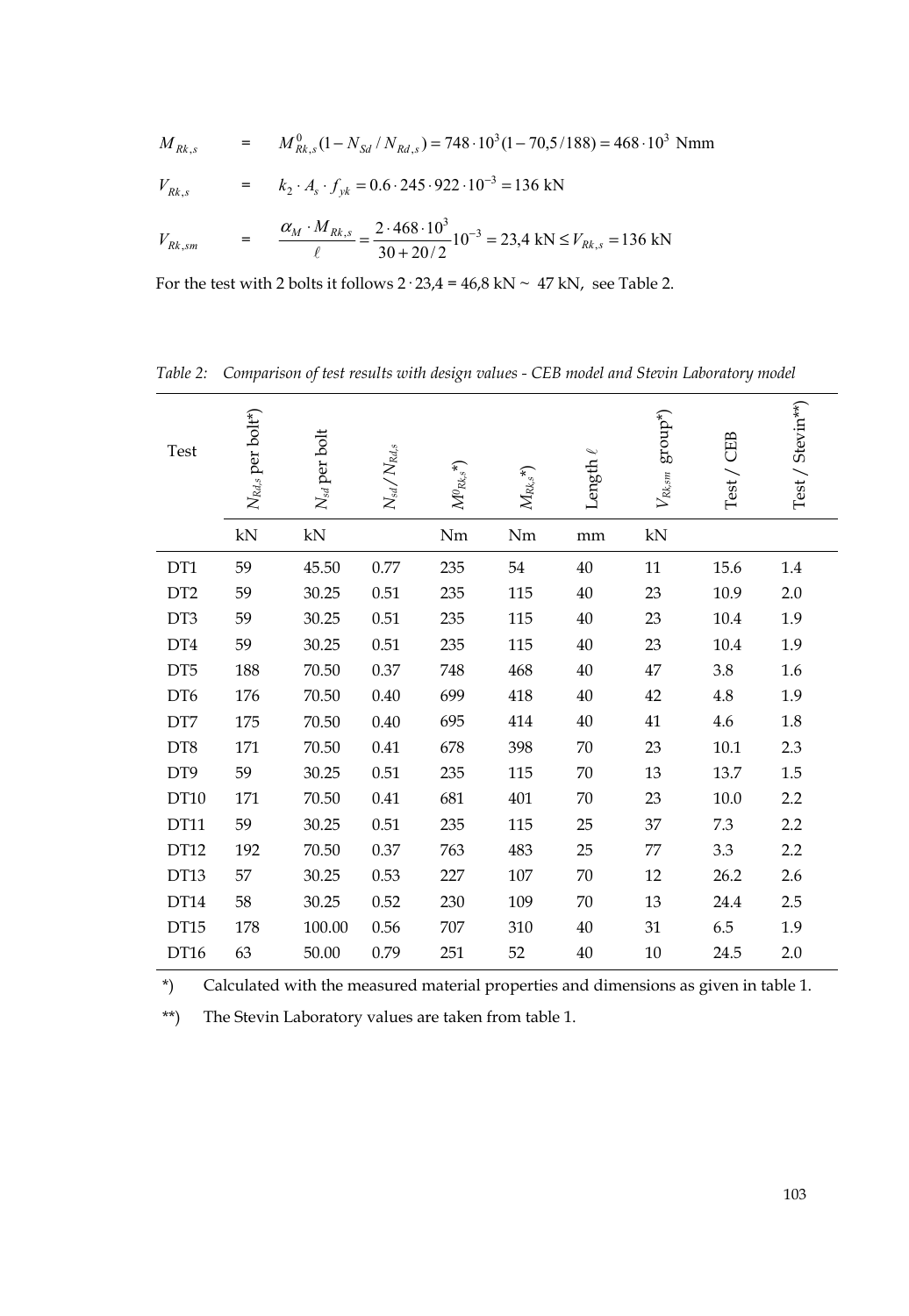$$M_{Rk,s} \quad = \quad M^0_{Rk,s}(1 - N_{Sd} / N_{Rd,s}) = 748 \cdot 10^3 (1 - 70{,}5/188) = 468 \cdot 10^3 \text{ Nmm}$$

$$V_{Rk,s} \quad = \quad k_2 \cdot A_s \cdot f_{yk} = 0.6 \cdot 245 \cdot 922 \cdot 10^{-3} = 136 \text{ kN}$$

$$V_{Rk,sm} \quad = \quad \frac{\alpha_M \cdot M_{Rk,s}}{\ell} = \frac{2 \cdot 468 \cdot 10^3}{30 + 20/2} 10^{-3} = 23{,}4 \text{ kN} \leq V_{Rk,s} = 136 \text{ kN}$$

For the test with 2 bolts it follows $2 \cdot 23{,}4 = 46{,}8$ kN ~ 47 kN, see Table 2.

*Table 2: Comparison of test results with design values - CEB model and Stevin Laboratory model*

| Test | $N_{Rd,s}$ per bolt*) | $N_{sd}$ per bolt | $N_{sd}$ / $N_{Rd,s}$ | $M^0_{Rk,s}$*) | $M_{Rk,s}$*) | Length $\ell$ | $V_{Rk,sm}$ group*) | Test / CEB | Test / Stevin**) |
|---|---|---|---|---|---|---|---|---|---|
| | kN | kN | | Nm | Nm | mm | kN | | |
| DT1 | 59 | 45.50 | 0.77 | 235 | 54 | 40 | 11 | 15.6 | 1.4 |
| DT2 | 59 | 30.25 | 0.51 | 235 | 115 | 40 | 23 | 10.9 | 2.0 |
| DT3 | 59 | 30.25 | 0.51 | 235 | 115 | 40 | 23 | 10.4 | 1.9 |
| DT4 | 59 | 30.25 | 0.51 | 235 | 115 | 40 | 23 | 10.4 | 1.9 |
| DT5 | 188 | 70.50 | 0.37 | 748 | 468 | 40 | 47 | 3.8 | 1.6 |
| DT6 | 176 | 70.50 | 0.40 | 699 | 418 | 40 | 42 | 4.8 | 1.9 |
| DT7 | 175 | 70.50 | 0.40 | 695 | 414 | 40 | 41 | 4.6 | 1.8 |
| DT8 | 171 | 70.50 | 0.41 | 678 | 398 | 70 | 23 | 10.1 | 2.3 |
| DT9 | 59 | 30.25 | 0.51 | 235 | 115 | 70 | 13 | 13.7 | 1.5 |
| DT10 | 171 | 70.50 | 0.41 | 681 | 401 | 70 | 23 | 10.0 | 2.2 |
| DT11 | 59 | 30.25 | 0.51 | 235 | 115 | 25 | 37 | 7.3 | 2.2 |
| DT12 | 192 | 70.50 | 0.37 | 763 | 483 | 25 | 77 | 3.3 | 2.2 |
| DT13 | 57 | 30.25 | 0.53 | 227 | 107 | 70 | 12 | 26.2 | 2.6 |
| DT14 | 58 | 30.25 | 0.52 | 230 | 109 | 70 | 13 | 24.4 | 2.5 |
| DT15 | 178 | 100.00 | 0.56 | 707 | 310 | 40 | 31 | 6.5 | 1.9 |
| DT16 | 63 | 50.00 | 0.79 | 251 | 52 | 40 | 10 | 24.5 | 2.0 |

*) Calculated with the measured material properties and dimensions as given in table 1.

**) The Stevin Laboratory values are taken from table 1.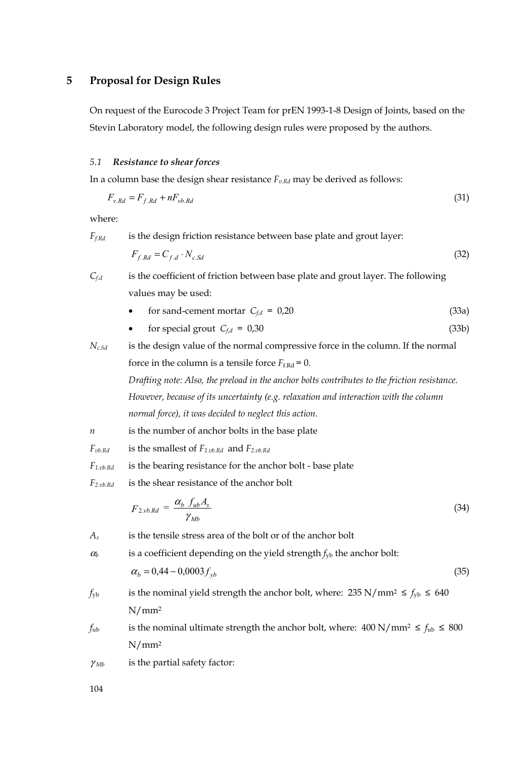# 5 Proposal for Design Rules

On request of the Eurocode 3 Project Team for prEN 1993-1-8 Design of Joints, based on the Stevin Laboratory model, the following design rules were proposed by the authors.

### *5.1 Resistance to shear forces*

In a column base the design shear resistance $F_{v.Rd}$ may be derived as follows:

$$F_{v.Rd} = F_{f.Rd} + nF_{vb.Rd} \tag{31}$$

where:

$F_{f.Rd}$ is the design friction resistance between base plate and grout layer:

$$F_{f.Rd} = C_{f.d} \cdot N_{c.Sd} \tag{32}$$

$C_{f.d}$ is the coefficient of friction between base plate and grout layer. The following values may be used:

- for sand-cement mortar $C_{f,d} = 0{,}20$ (33a)
- for special grout $C_{f,d} = 0{,}30$ (33b)

$N_{c.Sd}$ is the design value of the normal compressive force in the column. If the normal force in the column is a tensile force $F_{f.Rd} = 0$.

*Drafting note: Also, the preload in the anchor bolts contributes to the friction resistance. However, because of its uncertainty (e.g. relaxation and interaction with the column normal force), it was decided to neglect this action.*

$n$ is the number of anchor bolts in the base plate

$F_{vb.Rd}$ is the smallest of $F_{1.vb.Rd}$ and $F_{2.vb.Rd}$

$F_{1.vb.Rd}$ is the bearing resistance for the anchor bolt - base plate

$F_{2.vb.Rd}$ is the shear resistance of the anchor bolt

$$F_{2.vb.Rd} = \frac{\alpha_b \; f_{ub} A_s}{\gamma_{Mb}} \tag{34}$$

$A_s$ is the tensile stress area of the bolt or of the anchor bolt

$\alpha_b$ is a coefficient depending on the yield strength $f_{yb}$ the anchor bolt:

$$\alpha_b = 0{,}44 - 0{,}0003 f_{yb} \tag{35}$$

$f_{yb}$ is the nominal yield strength the anchor bolt, where: $235\ \text{N/mm}^2 \leq f_{yb} \leq 640\ \text{N/mm}^2$

$f_{ub}$ is the nominal ultimate strength the anchor bolt, where: $400\ \text{N/mm}^2 \leq f_{ub} \leq 800\ \text{N/mm}^2$

$\gamma_{Mb}$ is the partial safety factor: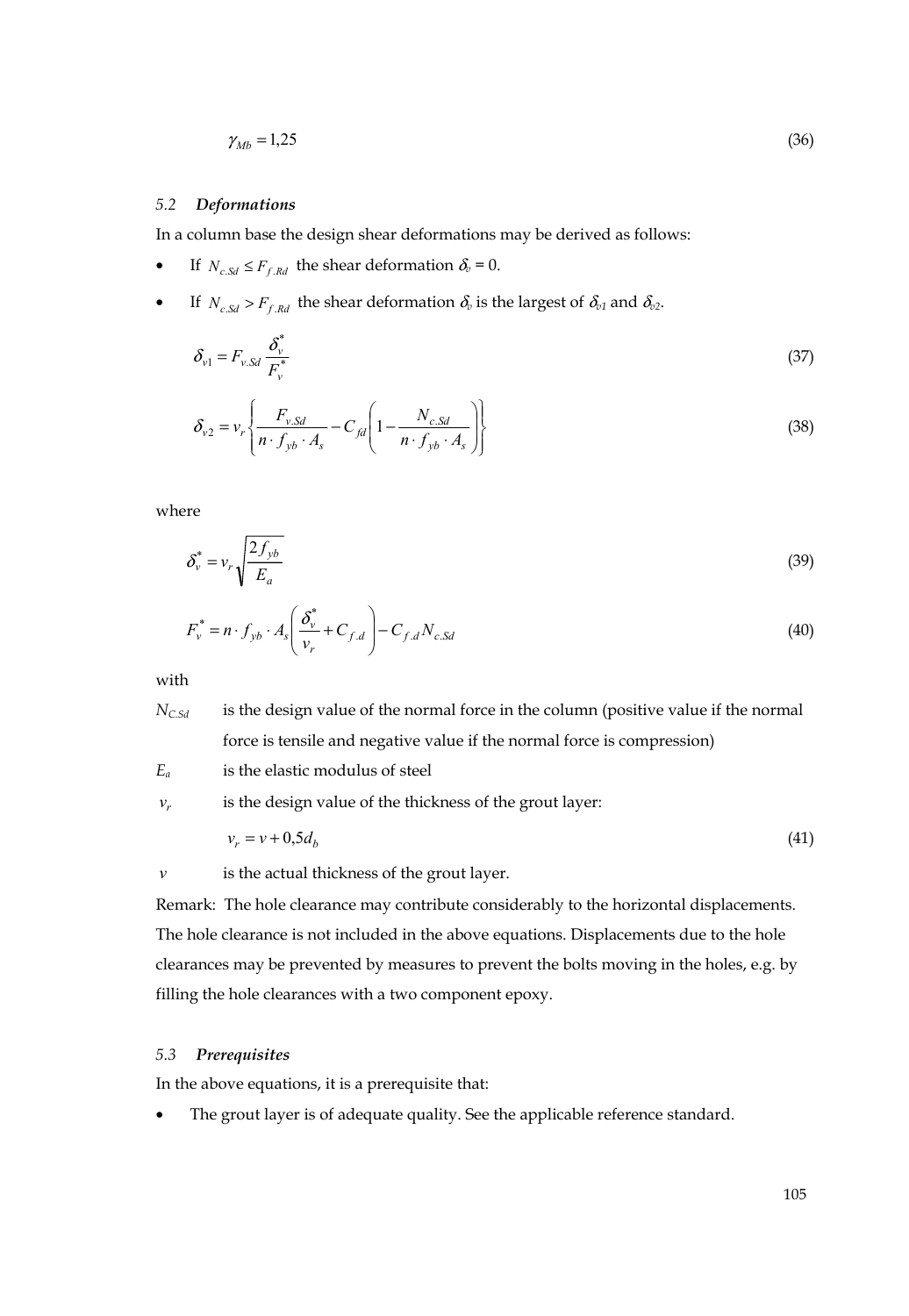$$\gamma_{Mb} = 1{,}25 \tag{36}$$

### 5.2 *Deformations*

In a column base the design shear deformations may be derived as follows:

- If $N_{c.Sd} \leq F_{f.Rd}$ the shear deformation $\delta_v = 0$.
- If $N_{c.Sd} > F_{f.Rd}$ the shear deformation $\delta_v$ is the largest of $\delta_{v1}$ and $\delta_{v2}$.

$$\delta_{v1} = F_{v.Sd} \frac{\delta_v^*}{F_v^*} \tag{37}$$

$$\delta_{v2} = v_r \left\{ \frac{F_{v.Sd}}{n \cdot f_{yb} \cdot A_s} - C_{fd} \left( 1 - \frac{N_{c.Sd}}{n \cdot f_{yb} \cdot A_s} \right) \right\} \tag{38}$$

where

$$\delta_v^* = v_r \sqrt{\frac{2 f_{yb}}{E_a}} \tag{39}$$

$$F_v^* = n \cdot f_{yb} \cdot A_s \left( \frac{\delta_v^*}{v_r} + C_{f.d} \right) - C_{f.d} N_{c.Sd} \tag{40}$$

with

$N_{C.Sd}$ is the design value of the normal force in the column (positive value if the normal force is tensile and negative value if the normal force is compression)

$E_a$ is the elastic modulus of steel

$v_r$ is the design value of the thickness of the grout layer:

$$v_r = v + 0{,}5 d_b \tag{41}$$

$v$ is the actual thickness of the grout layer.

Remark: The hole clearance may contribute considerably to the horizontal displacements. The hole clearance is not included in the above equations. Displacements due to the hole clearances may be prevented by measures to prevent the bolts moving in the holes, e.g. by filling the hole clearances with a two component epoxy.

### 5.3 *Prerequisites*

In the above equations, it is a prerequisite that:

- The grout layer is of adequate quality. See the applicable reference standard.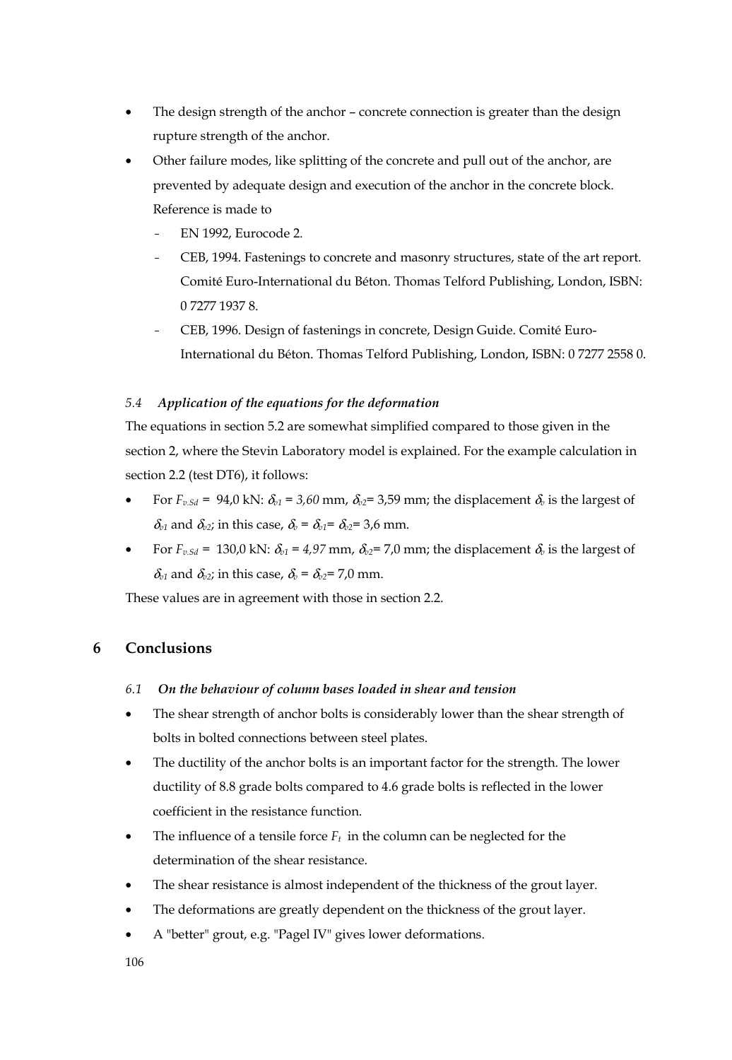- The design strength of the anchor – concrete connection is greater than the design rupture strength of the anchor.
- Other failure modes, like splitting of the concrete and pull out of the anchor, are prevented by adequate design and execution of the anchor in the concrete block. Reference is made to
  - EN 1992, Eurocode 2.
  - CEB, 1994. Fastenings to concrete and masonry structures, state of the art report. Comité Euro-International du Béton. Thomas Telford Publishing, London, ISBN: 0 7277 1937 8.
  - CEB, 1996. Design of fastenings in concrete, Design Guide. Comité Euro-International du Béton. Thomas Telford Publishing, London, ISBN: 0 7277 2558 0.

### *5.4 Application of the equations for the deformation*

The equations in section 5.2 are somewhat simplified compared to those given in the section 2, where the Stevin Laboratory model is explained. For the example calculation in section 2.2 (test DT6), it follows:

- For $F_{v.Sd}$ = 94,0 kN: $\delta_{v1}$ = *3,60* mm, $\delta_{v2}$= 3,59 mm; the displacement $\delta_v$ is the largest of $\delta_{v1}$ and $\delta_{v2}$; in this case, $\delta_v = \delta_{v1} = \delta_{v2}$= 3,6 mm.
- For $F_{v.Sd}$ = 130,0 kN: $\delta_{v1}$ = *4,97* mm, $\delta_{v2}$= 7,0 mm; the displacement $\delta_v$ is the largest of $\delta_{v1}$ and $\delta_{v2}$; in this case, $\delta_v = \delta_{v2}$= 7,0 mm.

These values are in agreement with those in section 2.2.

## 6 Conclusions

### *6.1 On the behaviour of column bases loaded in shear and tension*

- The shear strength of anchor bolts is considerably lower than the shear strength of bolts in bolted connections between steel plates.
- The ductility of the anchor bolts is an important factor for the strength. The lower ductility of 8.8 grade bolts compared to 4.6 grade bolts is reflected in the lower coefficient in the resistance function.
- The influence of a tensile force $F_t$ in the column can be neglected for the determination of the shear resistance.
- The shear resistance is almost independent of the thickness of the grout layer.
- The deformations are greatly dependent on the thickness of the grout layer.
- A "better" grout, e.g. "Pagel IV" gives lower deformations.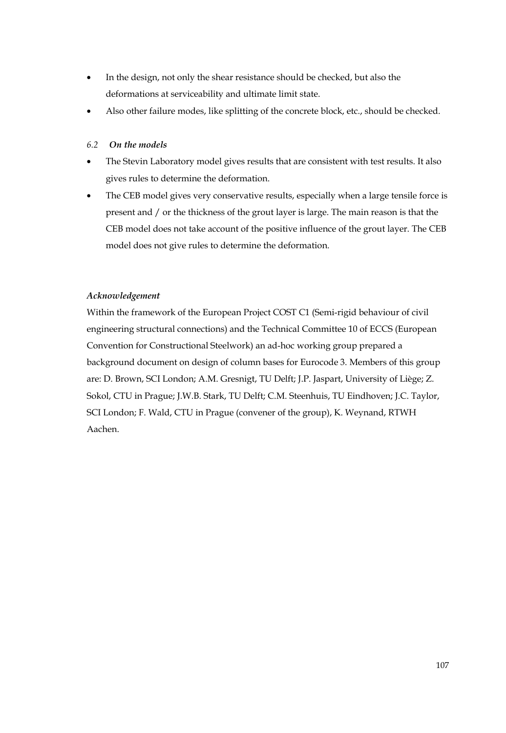- In the design, not only the shear resistance should be checked, but also the deformations at serviceability and ultimate limit state.
- Also other failure modes, like splitting of the concrete block, etc., should be checked.

### *6.2 On the models*

- The Stevin Laboratory model gives results that are consistent with test results. It also gives rules to determine the deformation.
- The CEB model gives very conservative results, especially when a large tensile force is present and / or the thickness of the grout layer is large. The main reason is that the CEB model does not take account of the positive influence of the grout layer. The CEB model does not give rules to determine the deformation.

### *Acknowledgement*

Within the framework of the European Project COST C1 (Semi-rigid behaviour of civil engineering structural connections) and the Technical Committee 10 of ECCS (European Convention for Constructional Steelwork) an ad-hoc working group prepared a background document on design of column bases for Eurocode 3. Members of this group are: D. Brown, SCI London; A.M. Gresnigt, TU Delft; J.P. Jaspart, University of Liège; Z. Sokol, CTU in Prague; J.W.B. Stark, TU Delft; C.M. Steenhuis, TU Eindhoven; J.C. Taylor, SCI London; F. Wald, CTU in Prague (convener of the group), K. Weynand, RTWH Aachen.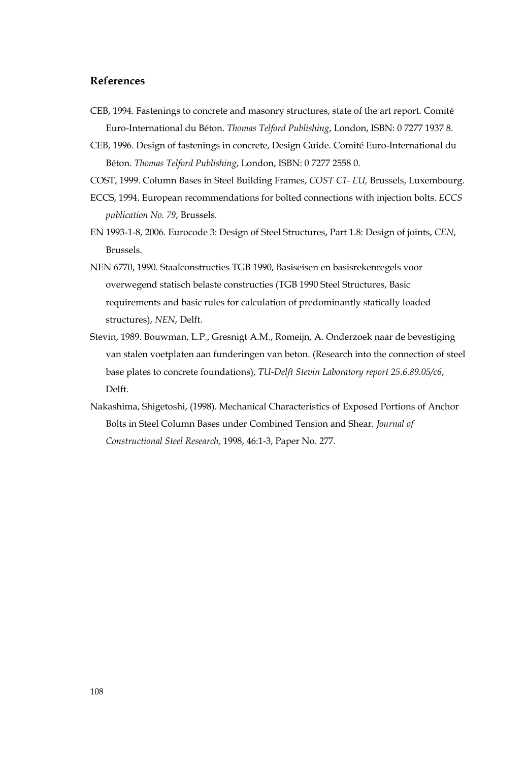## References

CEB, 1994. Fastenings to concrete and masonry structures, state of the art report. Comité Euro-International du Béton. *Thomas Telford Publishing*, London, ISBN: 0 7277 1937 8.

CEB, 1996. Design of fastenings in concrete, Design Guide. Comité Euro-International du Béton. *Thomas Telford Publishing*, London, ISBN: 0 7277 2558 0.

COST, 1999. Column Bases in Steel Building Frames, *COST C1- EU,* Brussels, Luxembourg.

ECCS, 1994. European recommendations for bolted connections with injection bolts. *ECCS publication No. 79*, Brussels.

EN 1993-1-8, 2006. Eurocode 3: Design of Steel Structures, Part 1.8: Design of joints, *CEN*, Brussels.

NEN 6770, 1990. Staalconstructies TGB 1990, Basiseisen en basisrekenregels voor overwegend statisch belaste constructies (TGB 1990 Steel Structures, Basic requirements and basic rules for calculation of predominantly statically loaded structures), *NEN*, Delft.

Stevin, 1989. Bouwman, L.P., Gresnigt A.M., Romeijn, A. Onderzoek naar de bevestiging van stalen voetplaten aan funderingen van beton. (Research into the connection of steel base plates to concrete foundations), *TU-Delft Stevin Laboratory report 25.6.89.05/c6*, Delft.

Nakashima, Shigetoshi, (1998). Mechanical Characteristics of Exposed Portions of Anchor Bolts in Steel Column Bases under Combined Tension and Shear. *Journal of Constructional Steel Research,* 1998, 46:1-3, Paper No. 277.